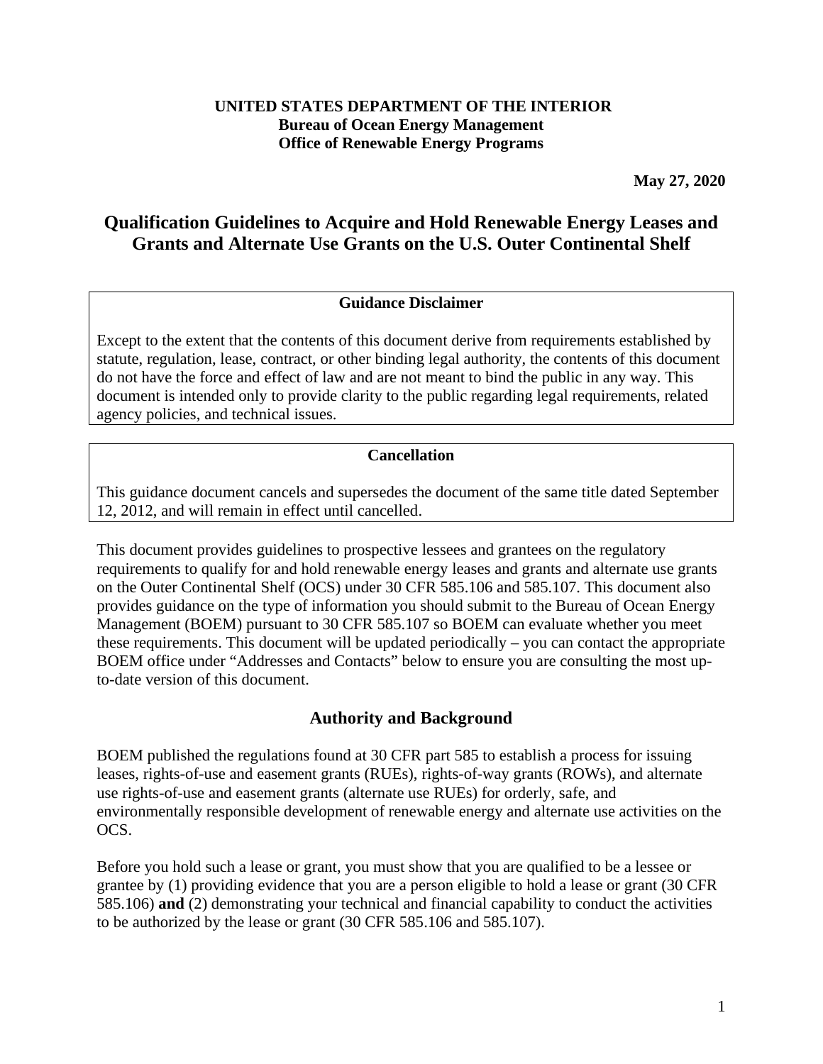**UNITED STATES DEPARTMENT OF THE INTERIOR**
**Bureau of Ocean Energy Management**
**Office of Renewable Energy Programs**

**May 27, 2020**

# Qualification Guidelines to Acquire and Hold Renewable Energy Leases and Grants and Alternate Use Grants on the U.S. Outer Continental Shelf

**Guidance Disclaimer**

Except to the extent that the contents of this document derive from requirements established by statute, regulation, lease, contract, or other binding legal authority, the contents of this document do not have the force and effect of law and are not meant to bind the public in any way. This document is intended only to provide clarity to the public regarding legal requirements, related agency policies, and technical issues.

**Cancellation**

This guidance document cancels and supersedes the document of the same title dated September 12, 2012, and will remain in effect until cancelled.

This document provides guidelines to prospective lessees and grantees on the regulatory requirements to qualify for and hold renewable energy leases and grants and alternate use grants on the Outer Continental Shelf (OCS) under 30 CFR 585.106 and 585.107. This document also provides guidance on the type of information you should submit to the Bureau of Ocean Energy Management (BOEM) pursuant to 30 CFR 585.107 so BOEM can evaluate whether you meet these requirements. This document will be updated periodically – you can contact the appropriate BOEM office under "Addresses and Contacts" below to ensure you are consulting the most up-to-date version of this document.

## Authority and Background

BOEM published the regulations found at 30 CFR part 585 to establish a process for issuing leases, rights-of-use and easement grants (RUEs), rights-of-way grants (ROWs), and alternate use rights-of-use and easement grants (alternate use RUEs) for orderly, safe, and environmentally responsible development of renewable energy and alternate use activities on the OCS.

Before you hold such a lease or grant, you must show that you are qualified to be a lessee or grantee by (1) providing evidence that you are a person eligible to hold a lease or grant (30 CFR 585.106) **and** (2) demonstrating your technical and financial capability to conduct the activities to be authorized by the lease or grant (30 CFR 585.106 and 585.107).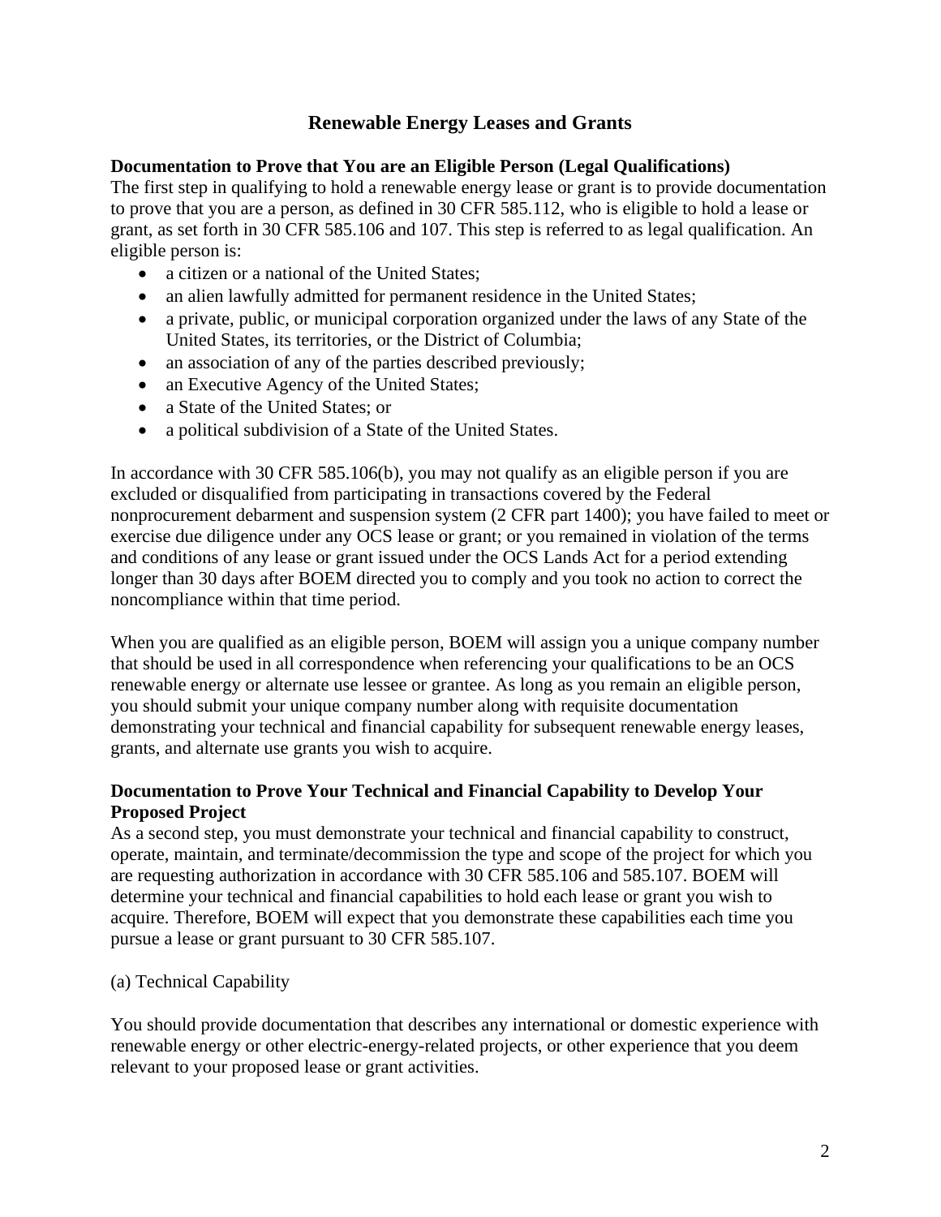# Renewable Energy Leases and Grants

**Documentation to Prove that You are an Eligible Person (Legal Qualifications)**
The first step in qualifying to hold a renewable energy lease or grant is to provide documentation to prove that you are a person, as defined in 30 CFR 585.112, who is eligible to hold a lease or grant, as set forth in 30 CFR 585.106 and 107. This step is referred to as legal qualification. An eligible person is:

- a citizen or a national of the United States;
- an alien lawfully admitted for permanent residence in the United States;
- a private, public, or municipal corporation organized under the laws of any State of the United States, its territories, or the District of Columbia;
- an association of any of the parties described previously;
- an Executive Agency of the United States;
- a State of the United States; or
- a political subdivision of a State of the United States.

In accordance with 30 CFR 585.106(b), you may not qualify as an eligible person if you are excluded or disqualified from participating in transactions covered by the Federal nonprocurement debarment and suspension system (2 CFR part 1400); you have failed to meet or exercise due diligence under any OCS lease or grant; or you remained in violation of the terms and conditions of any lease or grant issued under the OCS Lands Act for a period extending longer than 30 days after BOEM directed you to comply and you took no action to correct the noncompliance within that time period.

When you are qualified as an eligible person, BOEM will assign you a unique company number that should be used in all correspondence when referencing your qualifications to be an OCS renewable energy or alternate use lessee or grantee. As long as you remain an eligible person, you should submit your unique company number along with requisite documentation demonstrating your technical and financial capability for subsequent renewable energy leases, grants, and alternate use grants you wish to acquire.

**Documentation to Prove Your Technical and Financial Capability to Develop Your Proposed Project**
As a second step, you must demonstrate your technical and financial capability to construct, operate, maintain, and terminate/decommission the type and scope of the project for which you are requesting authorization in accordance with 30 CFR 585.106 and 585.107. BOEM will determine your technical and financial capabilities to hold each lease or grant you wish to acquire. Therefore, BOEM will expect that you demonstrate these capabilities each time you pursue a lease or grant pursuant to 30 CFR 585.107.

(a) Technical Capability

You should provide documentation that describes any international or domestic experience with renewable energy or other electric-energy-related projects, or other experience that you deem relevant to your proposed lease or grant activities.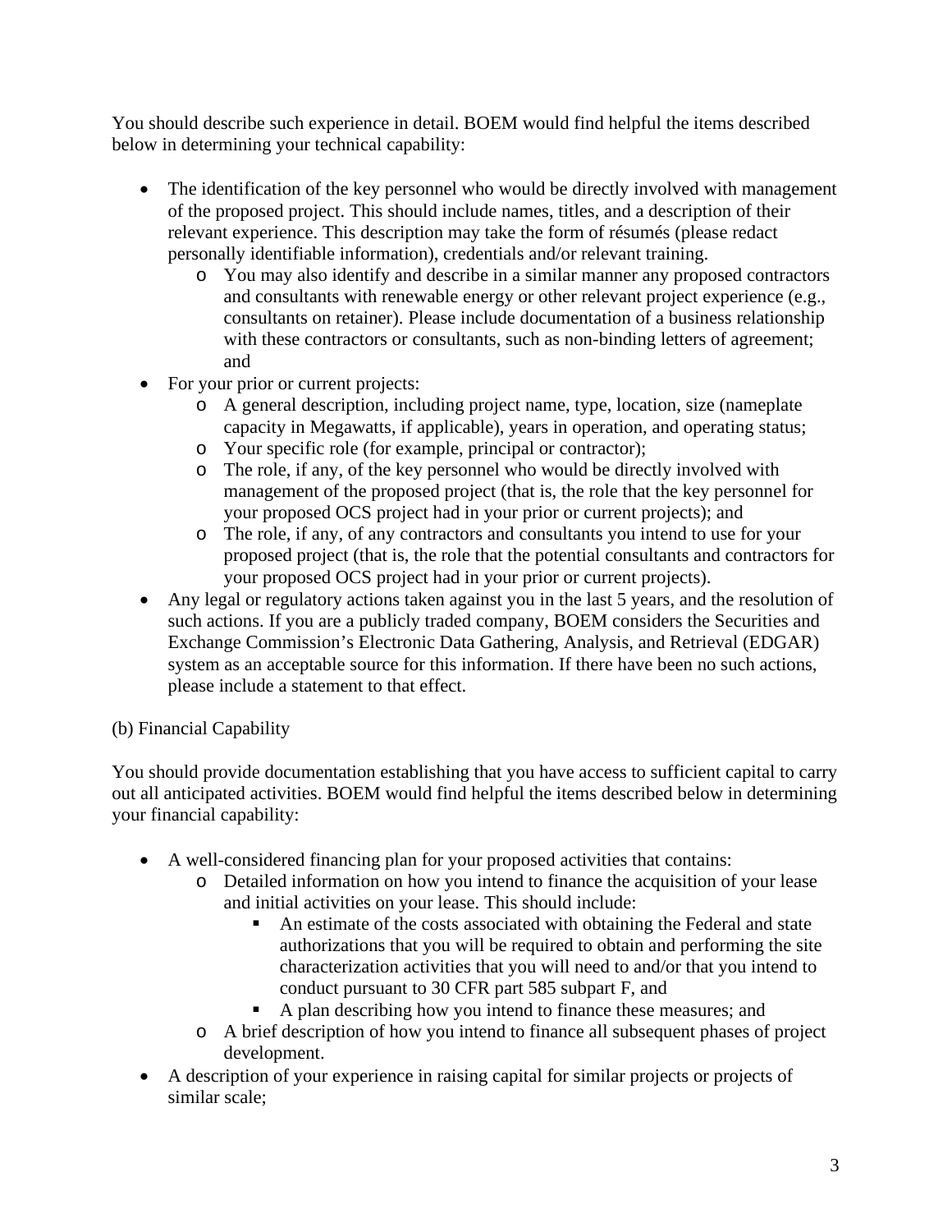You should describe such experience in detail. BOEM would find helpful the items described below in determining your technical capability:

- The identification of the key personnel who would be directly involved with management of the proposed project. This should include names, titles, and a description of their relevant experience. This description may take the form of résumés (please redact personally identifiable information), credentials and/or relevant training.
  - You may also identify and describe in a similar manner any proposed contractors and consultants with renewable energy or other relevant project experience (e.g., consultants on retainer). Please include documentation of a business relationship with these contractors or consultants, such as non-binding letters of agreement; and
- For your prior or current projects:
  - A general description, including project name, type, location, size (nameplate capacity in Megawatts, if applicable), years in operation, and operating status;
  - Your specific role (for example, principal or contractor);
  - The role, if any, of the key personnel who would be directly involved with management of the proposed project (that is, the role that the key personnel for your proposed OCS project had in your prior or current projects); and
  - The role, if any, of any contractors and consultants you intend to use for your proposed project (that is, the role that the potential consultants and contractors for your proposed OCS project had in your prior or current projects).
- Any legal or regulatory actions taken against you in the last 5 years, and the resolution of such actions. If you are a publicly traded company, BOEM considers the Securities and Exchange Commission's Electronic Data Gathering, Analysis, and Retrieval (EDGAR) system as an acceptable source for this information. If there have been no such actions, please include a statement to that effect.

(b) Financial Capability

You should provide documentation establishing that you have access to sufficient capital to carry out all anticipated activities. BOEM would find helpful the items described below in determining your financial capability:

- A well-considered financing plan for your proposed activities that contains:
  - Detailed information on how you intend to finance the acquisition of your lease and initial activities on your lease. This should include:
    - An estimate of the costs associated with obtaining the Federal and state authorizations that you will be required to obtain and performing the site characterization activities that you will need to and/or that you intend to conduct pursuant to 30 CFR part 585 subpart F, and
    - A plan describing how you intend to finance these measures; and
  - A brief description of how you intend to finance all subsequent phases of project development.
- A description of your experience in raising capital for similar projects or projects of similar scale;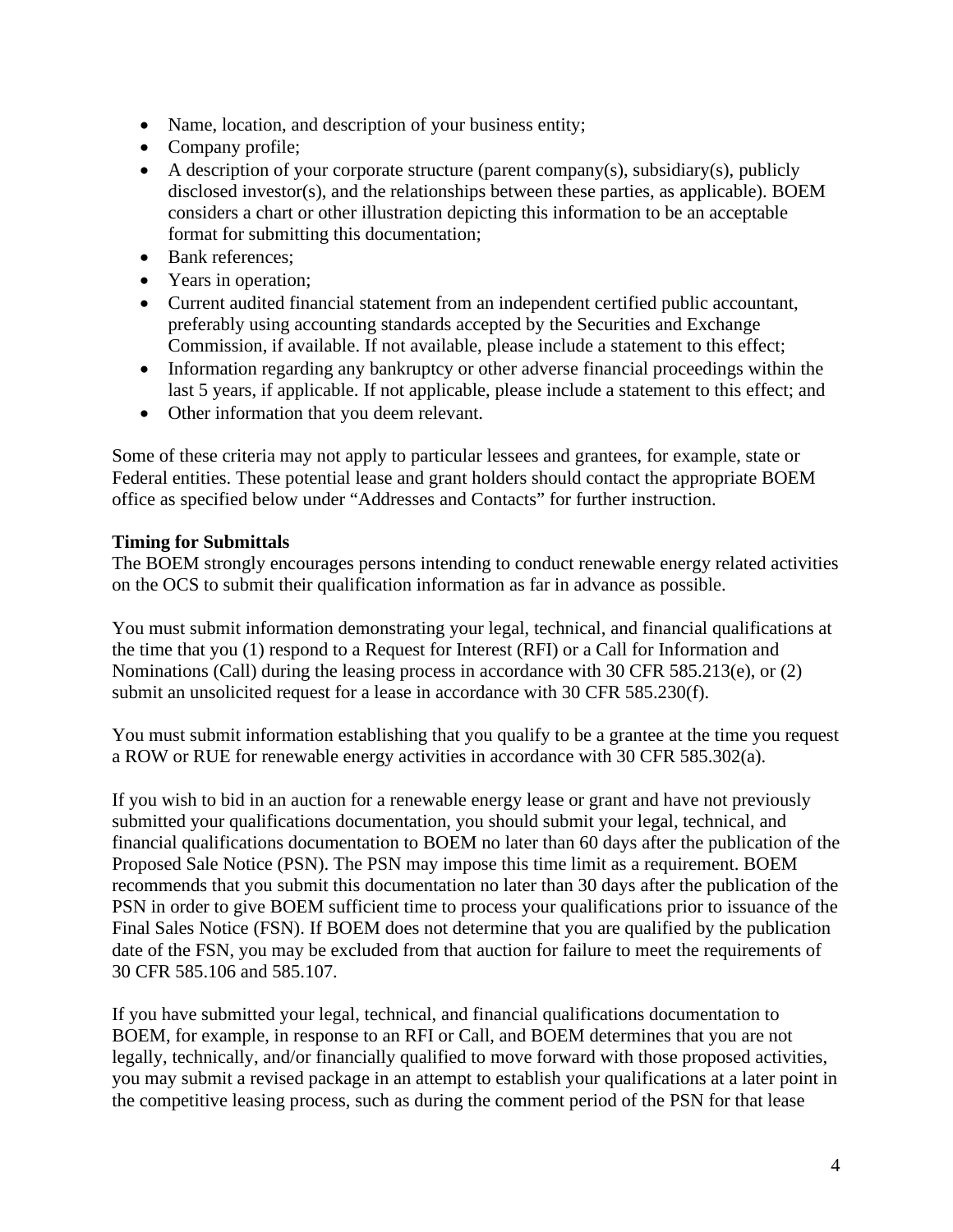- Name, location, and description of your business entity;
- Company profile;
- A description of your corporate structure (parent company(s), subsidiary(s), publicly disclosed investor(s), and the relationships between these parties, as applicable). BOEM considers a chart or other illustration depicting this information to be an acceptable format for submitting this documentation;
- Bank references;
- Years in operation;
- Current audited financial statement from an independent certified public accountant, preferably using accounting standards accepted by the Securities and Exchange Commission, if available. If not available, please include a statement to this effect;
- Information regarding any bankruptcy or other adverse financial proceedings within the last 5 years, if applicable. If not applicable, please include a statement to this effect; and
- Other information that you deem relevant.

Some of these criteria may not apply to particular lessees and grantees, for example, state or Federal entities. These potential lease and grant holders should contact the appropriate BOEM office as specified below under "Addresses and Contacts" for further instruction.

**Timing for Submittals**

The BOEM strongly encourages persons intending to conduct renewable energy related activities on the OCS to submit their qualification information as far in advance as possible.

You must submit information demonstrating your legal, technical, and financial qualifications at the time that you (1) respond to a Request for Interest (RFI) or a Call for Information and Nominations (Call) during the leasing process in accordance with 30 CFR 585.213(e), or (2) submit an unsolicited request for a lease in accordance with 30 CFR 585.230(f).

You must submit information establishing that you qualify to be a grantee at the time you request a ROW or RUE for renewable energy activities in accordance with 30 CFR 585.302(a).

If you wish to bid in an auction for a renewable energy lease or grant and have not previously submitted your qualifications documentation, you should submit your legal, technical, and financial qualifications documentation to BOEM no later than 60 days after the publication of the Proposed Sale Notice (PSN). The PSN may impose this time limit as a requirement. BOEM recommends that you submit this documentation no later than 30 days after the publication of the PSN in order to give BOEM sufficient time to process your qualifications prior to issuance of the Final Sales Notice (FSN). If BOEM does not determine that you are qualified by the publication date of the FSN, you may be excluded from that auction for failure to meet the requirements of 30 CFR 585.106 and 585.107.

If you have submitted your legal, technical, and financial qualifications documentation to BOEM, for example, in response to an RFI or Call, and BOEM determines that you are not legally, technically, and/or financially qualified to move forward with those proposed activities, you may submit a revised package in an attempt to establish your qualifications at a later point in the competitive leasing process, such as during the comment period of the PSN for that lease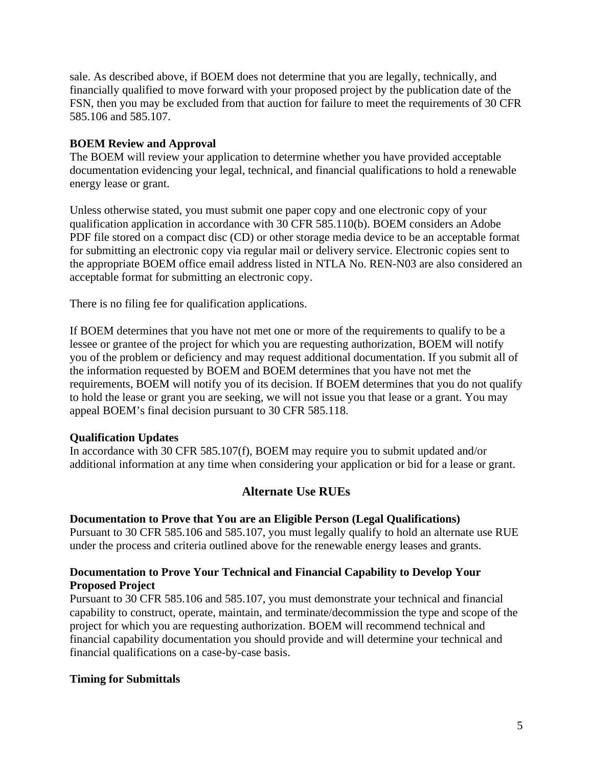sale. As described above, if BOEM does not determine that you are legally, technically, and financially qualified to move forward with your proposed project by the publication date of the FSN, then you may be excluded from that auction for failure to meet the requirements of 30 CFR 585.106 and 585.107.

**BOEM Review and Approval**

The BOEM will review your application to determine whether you have provided acceptable documentation evidencing your legal, technical, and financial qualifications to hold a renewable energy lease or grant.

Unless otherwise stated, you must submit one paper copy and one electronic copy of your qualification application in accordance with 30 CFR 585.110(b). BOEM considers an Adobe PDF file stored on a compact disc (CD) or other storage media device to be an acceptable format for submitting an electronic copy via regular mail or delivery service. Electronic copies sent to the appropriate BOEM office email address listed in NTLA No. REN-N03 are also considered an acceptable format for submitting an electronic copy.

There is no filing fee for qualification applications.

If BOEM determines that you have not met one or more of the requirements to qualify to be a lessee or grantee of the project for which you are requesting authorization, BOEM will notify you of the problem or deficiency and may request additional documentation. If you submit all of the information requested by BOEM and BOEM determines that you have not met the requirements, BOEM will notify you of its decision. If BOEM determines that you do not qualify to hold the lease or grant you are seeking, we will not issue you that lease or a grant. You may appeal BOEM's final decision pursuant to 30 CFR 585.118.

**Qualification Updates**

In accordance with 30 CFR 585.107(f), BOEM may require you to submit updated and/or additional information at any time when considering your application or bid for a lease or grant.

## Alternate Use RUEs

**Documentation to Prove that You are an Eligible Person (Legal Qualifications)**

Pursuant to 30 CFR 585.106 and 585.107, you must legally qualify to hold an alternate use RUE under the process and criteria outlined above for the renewable energy leases and grants.

**Documentation to Prove Your Technical and Financial Capability to Develop Your Proposed Project**

Pursuant to 30 CFR 585.106 and 585.107, you must demonstrate your technical and financial capability to construct, operate, maintain, and terminate/decommission the type and scope of the project for which you are requesting authorization. BOEM will recommend technical and financial capability documentation you should provide and will determine your technical and financial qualifications on a case-by-case basis.

**Timing for Submittals**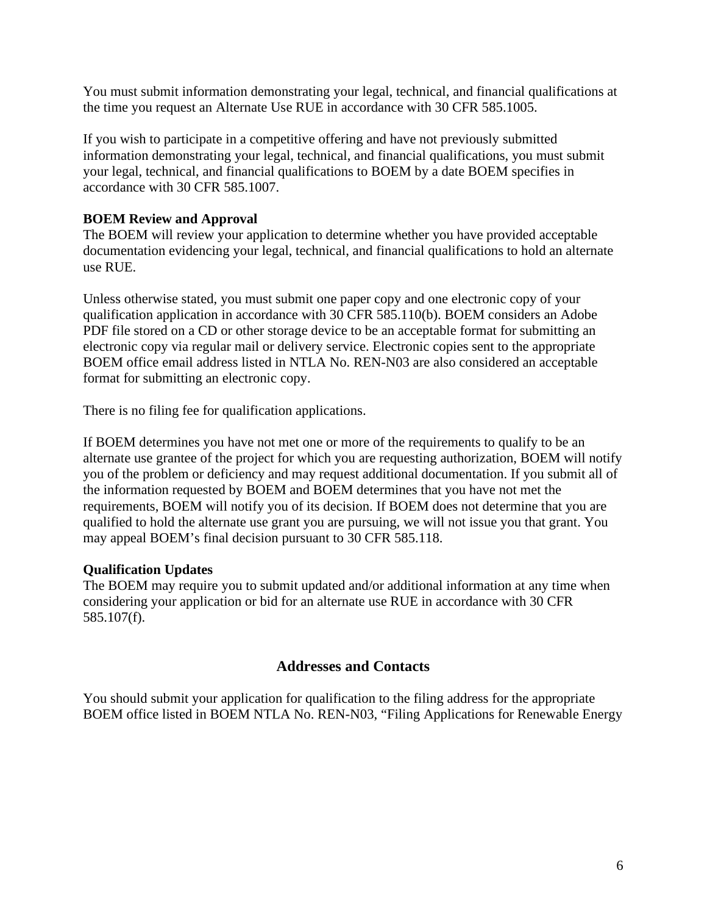You must submit information demonstrating your legal, technical, and financial qualifications at the time you request an Alternate Use RUE in accordance with 30 CFR 585.1005.

If you wish to participate in a competitive offering and have not previously submitted information demonstrating your legal, technical, and financial qualifications, you must submit your legal, technical, and financial qualifications to BOEM by a date BOEM specifies in accordance with 30 CFR 585.1007.

**BOEM Review and Approval**

The BOEM will review your application to determine whether you have provided acceptable documentation evidencing your legal, technical, and financial qualifications to hold an alternate use RUE.

Unless otherwise stated, you must submit one paper copy and one electronic copy of your qualification application in accordance with 30 CFR 585.110(b). BOEM considers an Adobe PDF file stored on a CD or other storage device to be an acceptable format for submitting an electronic copy via regular mail or delivery service. Electronic copies sent to the appropriate BOEM office email address listed in NTLA No. REN-N03 are also considered an acceptable format for submitting an electronic copy.

There is no filing fee for qualification applications.

If BOEM determines you have not met one or more of the requirements to qualify to be an alternate use grantee of the project for which you are requesting authorization, BOEM will notify you of the problem or deficiency and may request additional documentation. If you submit all of the information requested by BOEM and BOEM determines that you have not met the requirements, BOEM will notify you of its decision. If BOEM does not determine that you are qualified to hold the alternate use grant you are pursuing, we will not issue you that grant. You may appeal BOEM's final decision pursuant to 30 CFR 585.118.

**Qualification Updates**

The BOEM may require you to submit updated and/or additional information at any time when considering your application or bid for an alternate use RUE in accordance with 30 CFR 585.107(f).

## Addresses and Contacts

You should submit your application for qualification to the filing address for the appropriate BOEM office listed in BOEM NTLA No. REN-N03, "Filing Applications for Renewable Energy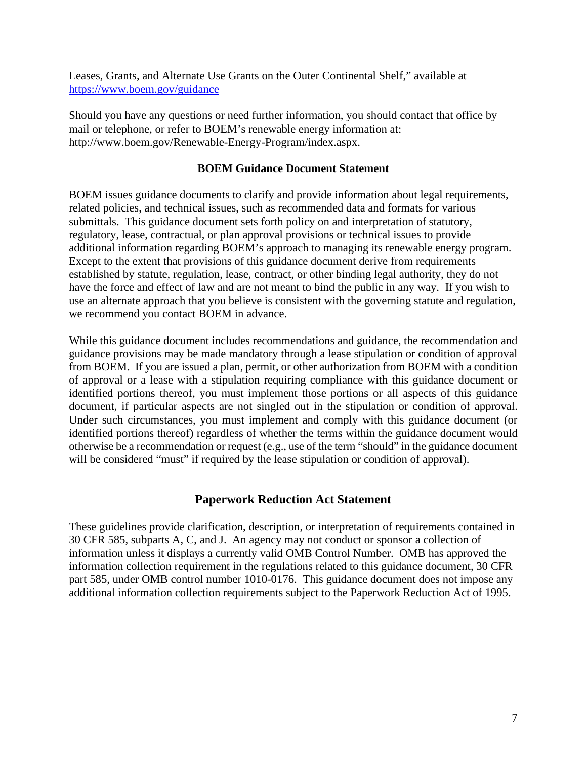Leases, Grants, and Alternate Use Grants on the Outer Continental Shelf," available at https://www.boem.gov/guidance

Should you have any questions or need further information, you should contact that office by mail or telephone, or refer to BOEM's renewable energy information at: http://www.boem.gov/Renewable-Energy-Program/index.aspx.

## BOEM Guidance Document Statement

BOEM issues guidance documents to clarify and provide information about legal requirements, related policies, and technical issues, such as recommended data and formats for various submittals. This guidance document sets forth policy on and interpretation of statutory, regulatory, lease, contractual, or plan approval provisions or technical issues to provide additional information regarding BOEM's approach to managing its renewable energy program. Except to the extent that provisions of this guidance document derive from requirements established by statute, regulation, lease, contract, or other binding legal authority, they do not have the force and effect of law and are not meant to bind the public in any way. If you wish to use an alternate approach that you believe is consistent with the governing statute and regulation, we recommend you contact BOEM in advance.

While this guidance document includes recommendations and guidance, the recommendation and guidance provisions may be made mandatory through a lease stipulation or condition of approval from BOEM. If you are issued a plan, permit, or other authorization from BOEM with a condition of approval or a lease with a stipulation requiring compliance with this guidance document or identified portions thereof, you must implement those portions or all aspects of this guidance document, if particular aspects are not singled out in the stipulation or condition of approval. Under such circumstances, you must implement and comply with this guidance document (or identified portions thereof) regardless of whether the terms within the guidance document would otherwise be a recommendation or request (e.g., use of the term "should" in the guidance document will be considered "must" if required by the lease stipulation or condition of approval).

## Paperwork Reduction Act Statement

These guidelines provide clarification, description, or interpretation of requirements contained in 30 CFR 585, subparts A, C, and J. An agency may not conduct or sponsor a collection of information unless it displays a currently valid OMB Control Number. OMB has approved the information collection requirement in the regulations related to this guidance document, 30 CFR part 585, under OMB control number 1010-0176. This guidance document does not impose any additional information collection requirements subject to the Paperwork Reduction Act of 1995.